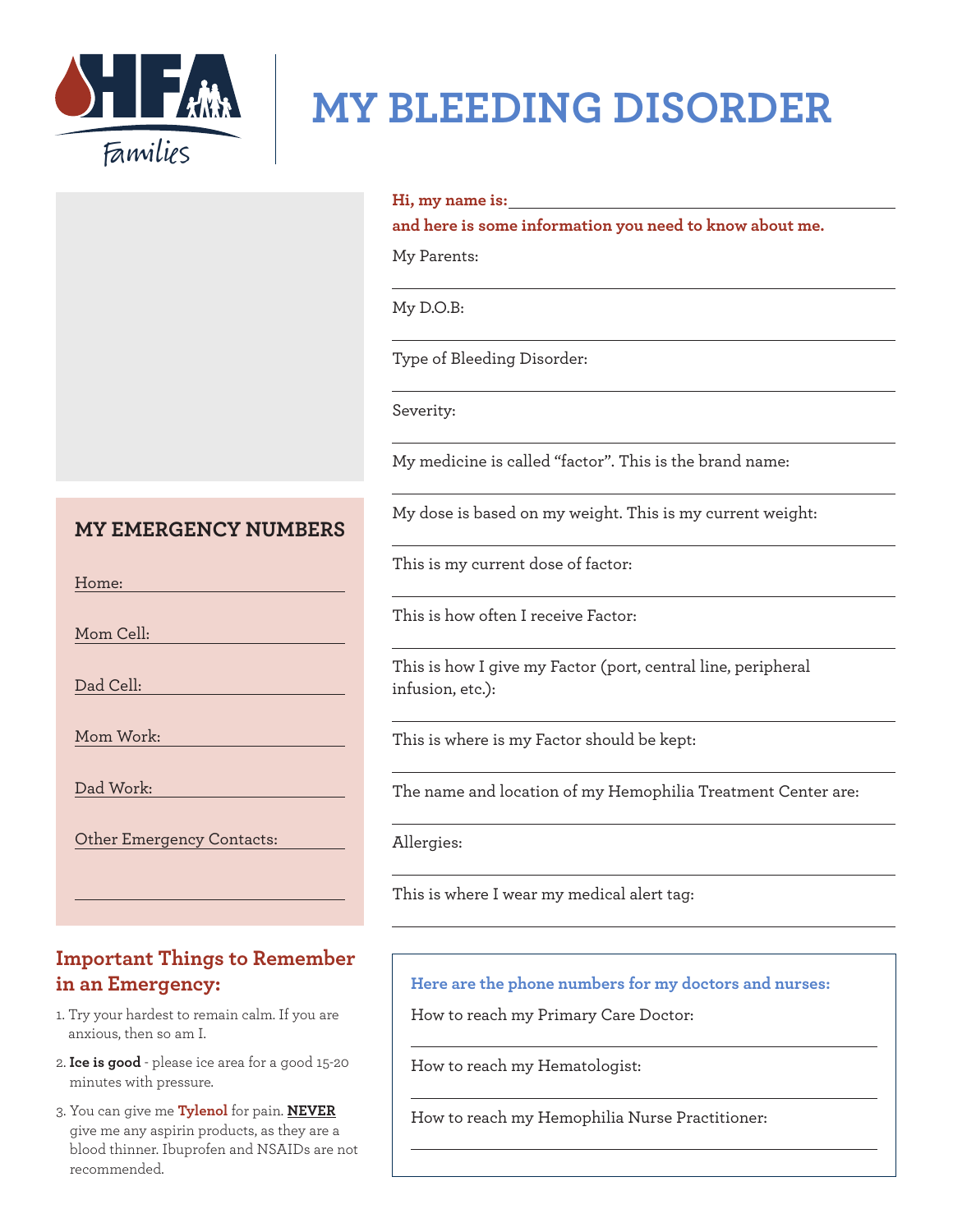HFA Families

# MY BLEEDING DISORDER

**Hi, my name is:** ______________________

**and here is some information you need to know about me.**

My Parents:

My D.O.B:

Type of Bleeding Disorder:

Severity:

My medicine is called "factor". This is the brand name:

My dose is based on my weight. This is my current weight:

This is my current dose of factor:

This is how often I receive Factor:

This is how I give my Factor (port, central line, peripheral infusion, etc.):

This is where is my Factor should be kept:

The name and location of my Hemophilia Treatment Center are:

Allergies:

This is where I wear my medical alert tag:

## MY EMERGENCY NUMBERS

Home:

Mom Cell:

Dad Cell:

Mom Work:

Dad Work:

Other Emergency Contacts:

## Important Things to Remember in an Emergency:

1. Try your hardest to remain calm. If you are anxious, then so am I.
2. **Ice is good** - please ice area for a good 15-20 minutes with pressure.
3. You can give me **Tylenol** for pain. **NEVER** give me any aspirin products, as they are a blood thinner. Ibuprofen and NSAIDs are not recommended.

**Here are the phone numbers for my doctors and nurses:**

How to reach my Primary Care Doctor:

How to reach my Hematologist:

How to reach my Hemophilia Nurse Practitioner: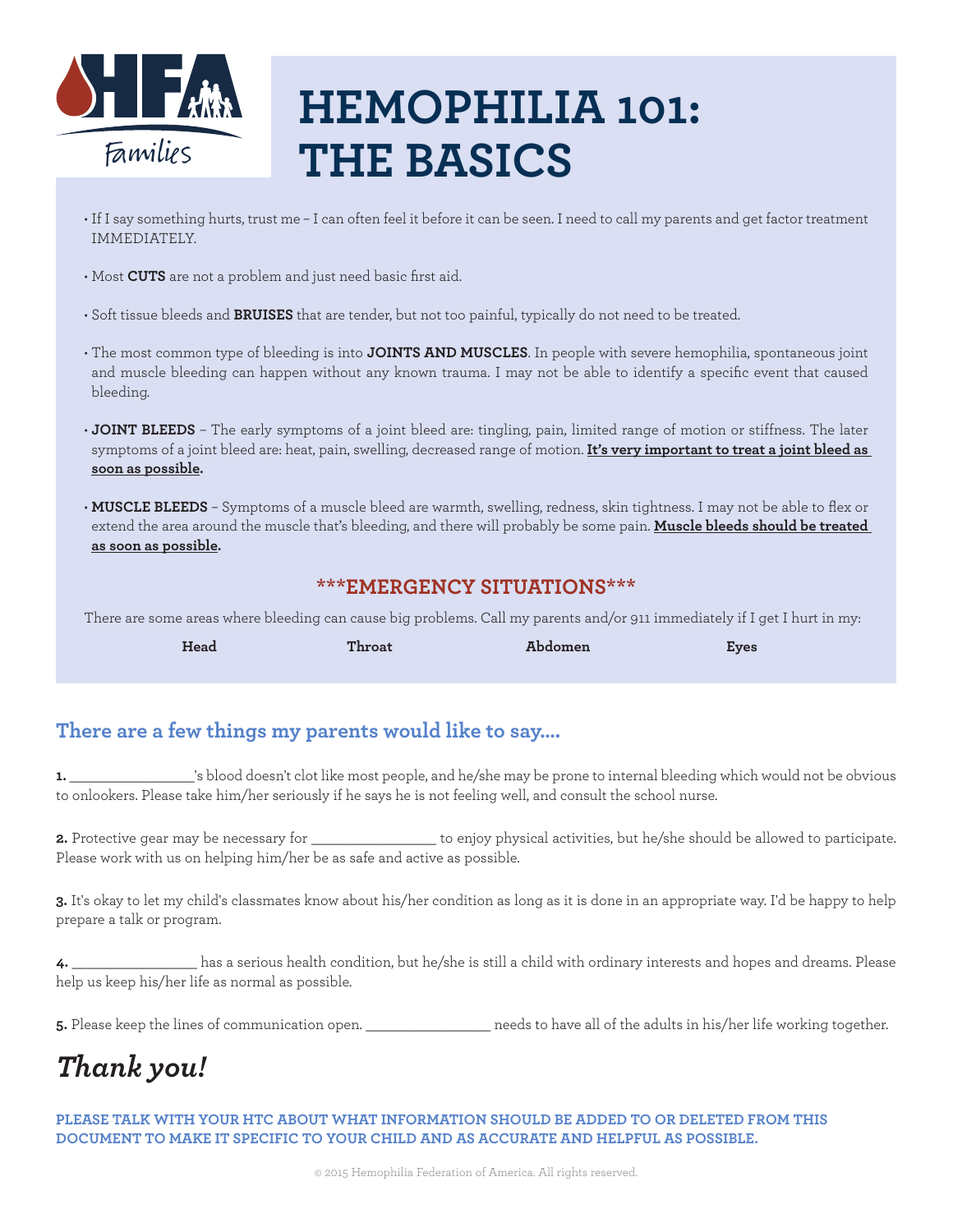# HEMOPHILIA 101: THE BASICS

- If I say something hurts, trust me – I can often feel it before it can be seen. I need to call my parents and get factor treatment IMMEDIATELY.
- Most **CUTS** are not a problem and just need basic first aid.
- Soft tissue bleeds and **BRUISES** that are tender, but not too painful, typically do not need to be treated.
- The most common type of bleeding is into **JOINTS AND MUSCLES**. In people with severe hemophilia, spontaneous joint and muscle bleeding can happen without any known trauma. I may not be able to identify a specific event that caused bleeding.
- **JOINT BLEEDS** – The early symptoms of a joint bleed are: tingling, pain, limited range of motion or stiffness. The later symptoms of a joint bleed are: heat, pain, swelling, decreased range of motion. **It's very important to treat a joint bleed as soon as possible.**
- **MUSCLE BLEEDS** – Symptoms of a muscle bleed are warmth, swelling, redness, skin tightness. I may not be able to flex or extend the area around the muscle that's bleeding, and there will probably be some pain. **Muscle bleeds should be treated as soon as possible.**

### ***EMERGENCY SITUATIONS***

There are some areas where bleeding can cause big problems. Call my parents and/or 911 immediately if I get I hurt in my:

**Head** **Throat** **Abdomen** **Eyes**

## There are a few things my parents would like to say....

**1.** ________________'s blood doesn't clot like most people, and he/she may be prone to internal bleeding which would not be obvious to onlookers. Please take him/her seriously if he says he is not feeling well, and consult the school nurse.

**2.** Protective gear may be necessary for ________________ to enjoy physical activities, but he/she should be allowed to participate. Please work with us on helping him/her be as safe and active as possible.

**3.** It's okay to let my child's classmates know about his/her condition as long as it is done in an appropriate way. I'd be happy to help prepare a talk or program.

**4.** ________________ has a serious health condition, but he/she is still a child with ordinary interests and hopes and dreams. Please help us keep his/her life as normal as possible.

**5.** Please keep the lines of communication open. ________________ needs to have all of the adults in his/her life working together.

# *Thank you!*

**PLEASE TALK WITH YOUR HTC ABOUT WHAT INFORMATION SHOULD BE ADDED TO OR DELETED FROM THIS DOCUMENT TO MAKE IT SPECIFIC TO YOUR CHILD AND AS ACCURATE AND HELPFUL AS POSSIBLE.**

© 2015 Hemophilia Federation of America. All rights reserved.